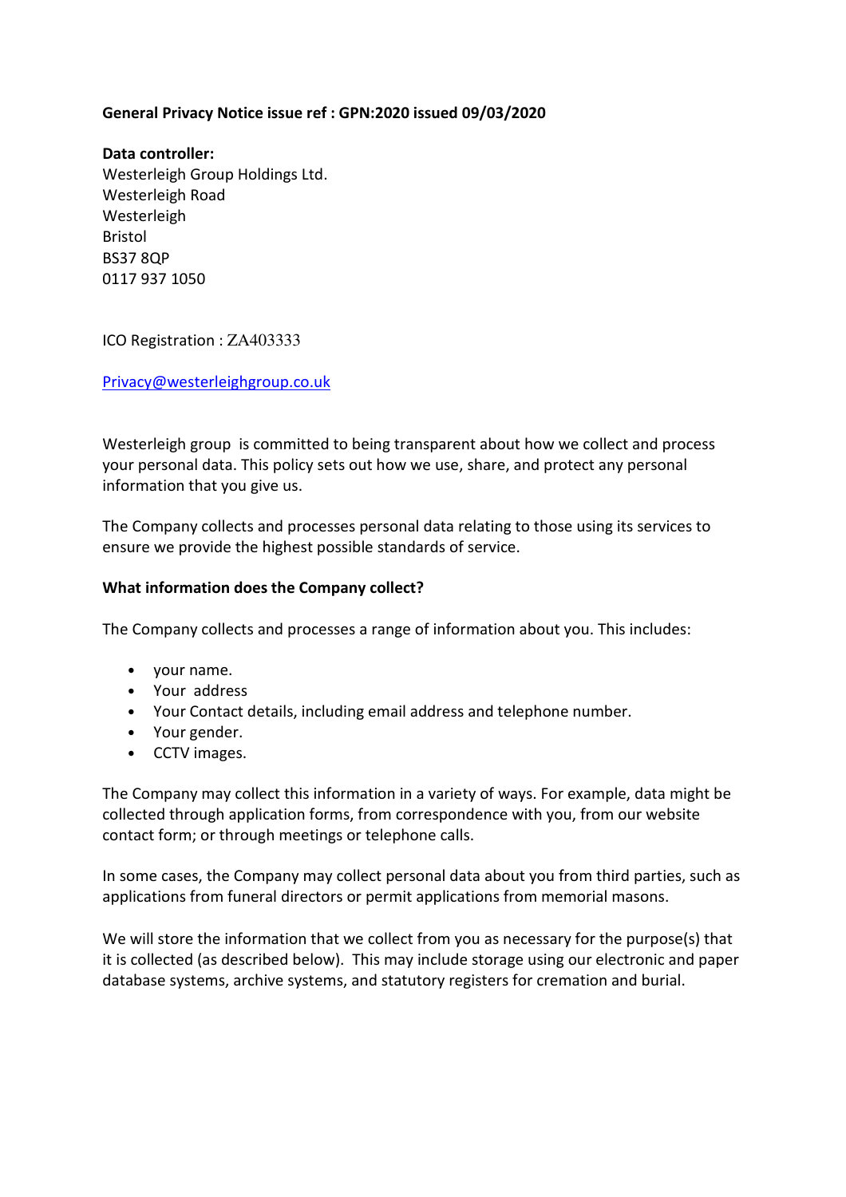**General Privacy Notice issue ref : GPN:2020 issued 09/03/2020**

**Data controller:**
Westerleigh Group Holdings Ltd.
Westerleigh Road
Westerleigh
Bristol
BS37 8QP
0117 937 1050

ICO Registration : ZA403333

Privacy@westerleighgroup.co.uk

Westerleigh group is committed to being transparent about how we collect and process your personal data. This policy sets out how we use, share, and protect any personal information that you give us.

The Company collects and processes personal data relating to those using its services to ensure we provide the highest possible standards of service.

**What information does the Company collect?**

The Company collects and processes a range of information about you. This includes:

- your name.
- Your address
- Your Contact details, including email address and telephone number.
- Your gender.
- CCTV images.

The Company may collect this information in a variety of ways. For example, data might be collected through application forms, from correspondence with you, from our website contact form; or through meetings or telephone calls.

In some cases, the Company may collect personal data about you from third parties, such as applications from funeral directors or permit applications from memorial masons.

We will store the information that we collect from you as necessary for the purpose(s) that it is collected (as described below). This may include storage using our electronic and paper database systems, archive systems, and statutory registers for cremation and burial.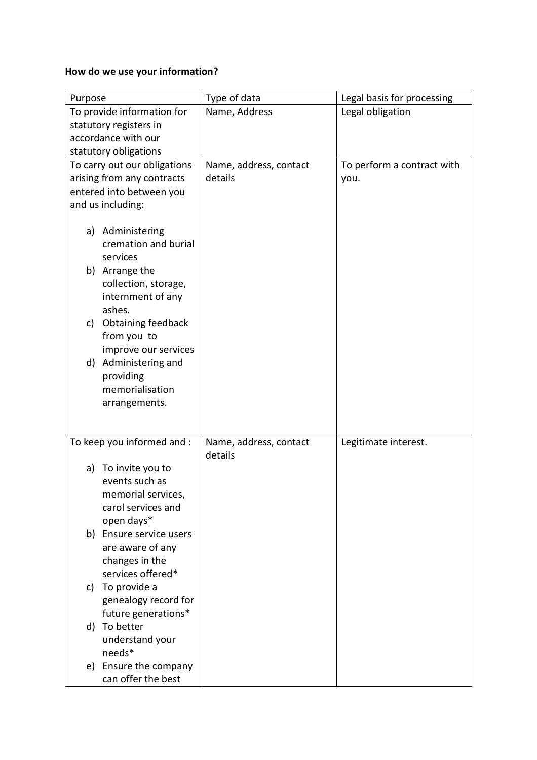**How do we use your information?**

| Purpose | Type of data | Legal basis for processing |
|---|---|---|
| To provide information for statutory registers in accordance with our statutory obligations | Name, Address | Legal obligation |
| To carry out our obligations arising from any contracts entered into between you and us including:<br><br>a) Administering cremation and burial services<br>b) Arrange the collection, storage, internment of any ashes.<br>c) Obtaining feedback from you to improve our services<br>d) Administering and providing memorialisation arrangements. | Name, address, contact details | To perform a contract with you. |
| To keep you informed and :<br><br>a) To invite you to events such as memorial services, carol services and open days*<br>b) Ensure service users are aware of any changes in the services offered*<br>c) To provide a genealogy record for future generations*<br>d) To better understand your needs*<br>e) Ensure the company can offer the best | Name, address, contact details | Legitimate interest. |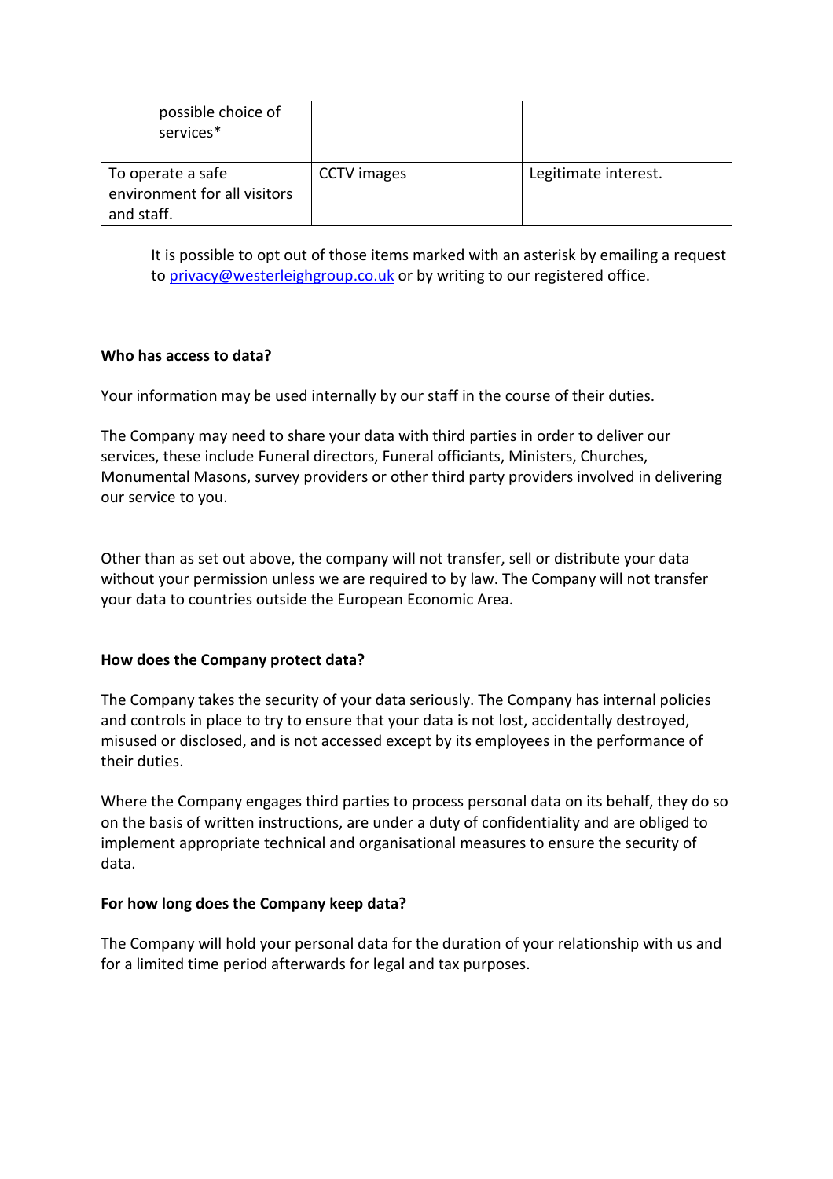| | | |
|---|---|---|
| possible choice of services* | | |
| To operate a safe environment for all visitors and staff. | CCTV images | Legitimate interest. |

It is possible to opt out of those items marked with an asterisk by emailing a request to privacy@westerleighgroup.co.uk or by writing to our registered office.

**Who has access to data?**

Your information may be used internally by our staff in the course of their duties.

The Company may need to share your data with third parties in order to deliver our services, these include Funeral directors, Funeral officiants, Ministers, Churches, Monumental Masons, survey providers or other third party providers involved in delivering our service to you.

Other than as set out above, the company will not transfer, sell or distribute your data without your permission unless we are required to by law. The Company will not transfer your data to countries outside the European Economic Area.

**How does the Company protect data?**

The Company takes the security of your data seriously. The Company has internal policies and controls in place to try to ensure that your data is not lost, accidentally destroyed, misused or disclosed, and is not accessed except by its employees in the performance of their duties.

Where the Company engages third parties to process personal data on its behalf, they do so on the basis of written instructions, are under a duty of confidentiality and are obliged to implement appropriate technical and organisational measures to ensure the security of data.

**For how long does the Company keep data?**

The Company will hold your personal data for the duration of your relationship with us and for a limited time period afterwards for legal and tax purposes.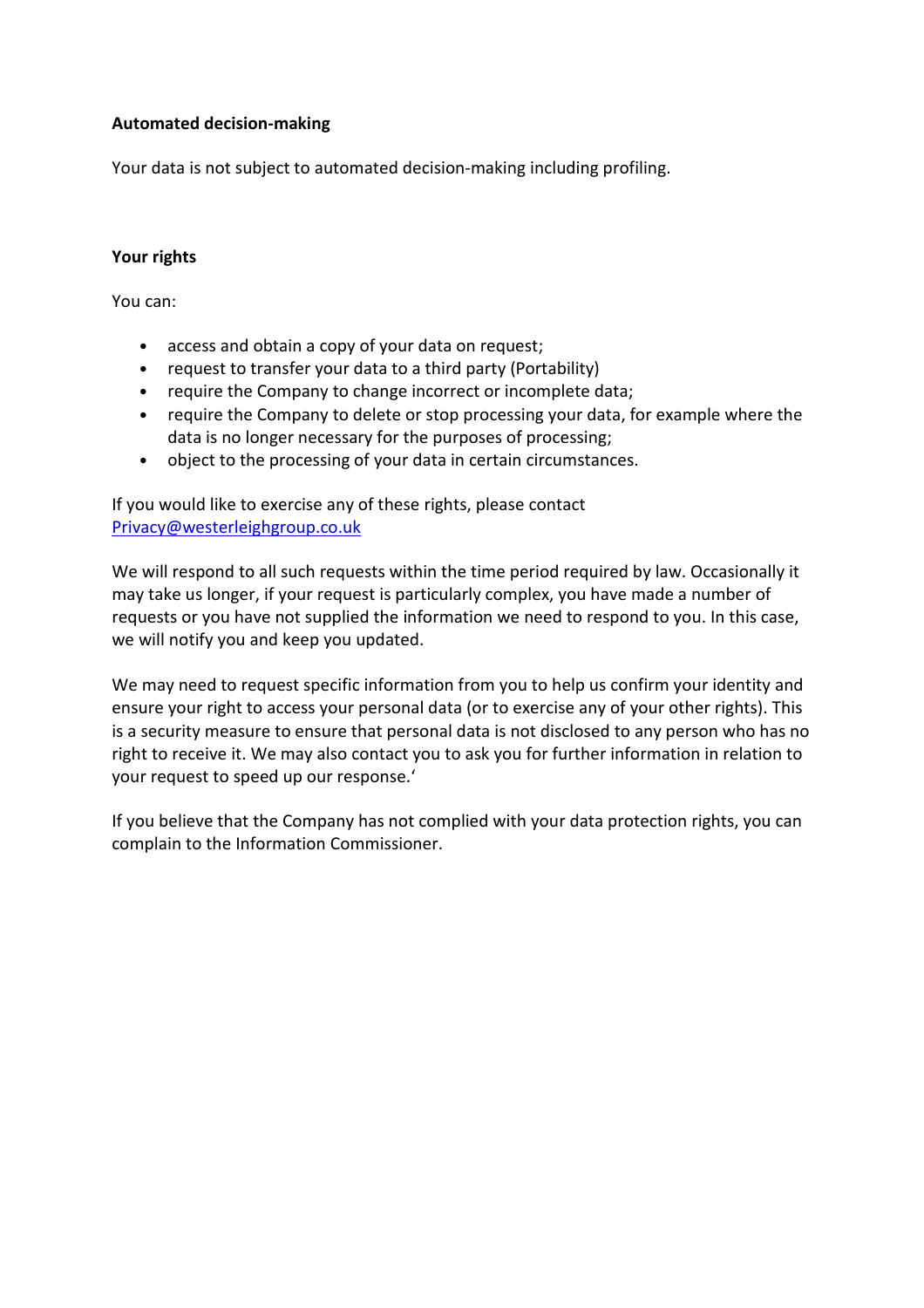**Automated decision-making**

Your data is not subject to automated decision-making including profiling.

**Your rights**

You can:

- access and obtain a copy of your data on request;
- request to transfer your data to a third party (Portability)
- require the Company to change incorrect or incomplete data;
- require the Company to delete or stop processing your data, for example where the data is no longer necessary for the purposes of processing;
- object to the processing of your data in certain circumstances.

If you would like to exercise any of these rights, please contact [Privacy@westerleighgroup.co.uk](mailto:Privacy@westerleighgroup.co.uk)

We will respond to all such requests within the time period required by law. Occasionally it may take us longer, if your request is particularly complex, you have made a number of requests or you have not supplied the information we need to respond to you. In this case, we will notify you and keep you updated.

We may need to request specific information from you to help us confirm your identity and ensure your right to access your personal data (or to exercise any of your other rights). This is a security measure to ensure that personal data is not disclosed to any person who has no right to receive it. We may also contact you to ask you for further information in relation to your request to speed up our response.'

If you believe that the Company has not complied with your data protection rights, you can complain to the Information Commissioner.